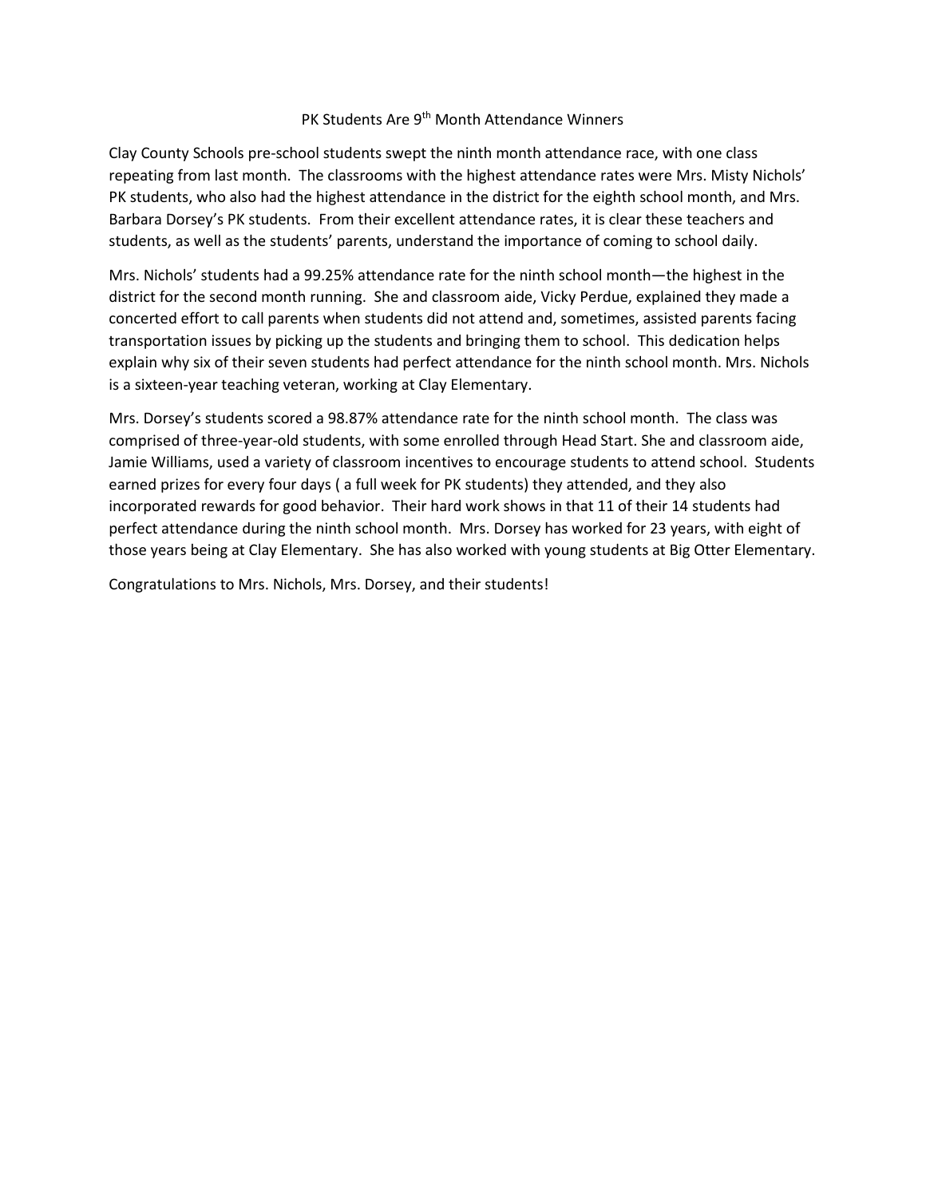# PK Students Are 9th Month Attendance Winners

Clay County Schools pre-school students swept the ninth month attendance race, with one class repeating from last month. The classrooms with the highest attendance rates were Mrs. Misty Nichols' PK students, who also had the highest attendance in the district for the eighth school month, and Mrs. Barbara Dorsey's PK students. From their excellent attendance rates, it is clear these teachers and students, as well as the students' parents, understand the importance of coming to school daily.

Mrs. Nichols' students had a 99.25% attendance rate for the ninth school month—the highest in the district for the second month running. She and classroom aide, Vicky Perdue, explained they made a concerted effort to call parents when students did not attend and, sometimes, assisted parents facing transportation issues by picking up the students and bringing them to school. This dedication helps explain why six of their seven students had perfect attendance for the ninth school month. Mrs. Nichols is a sixteen-year teaching veteran, working at Clay Elementary.

Mrs. Dorsey's students scored a 98.87% attendance rate for the ninth school month. The class was comprised of three-year-old students, with some enrolled through Head Start. She and classroom aide, Jamie Williams, used a variety of classroom incentives to encourage students to attend school. Students earned prizes for every four days ( a full week for PK students) they attended, and they also incorporated rewards for good behavior. Their hard work shows in that 11 of their 14 students had perfect attendance during the ninth school month. Mrs. Dorsey has worked for 23 years, with eight of those years being at Clay Elementary. She has also worked with young students at Big Otter Elementary.

Congratulations to Mrs. Nichols, Mrs. Dorsey, and their students!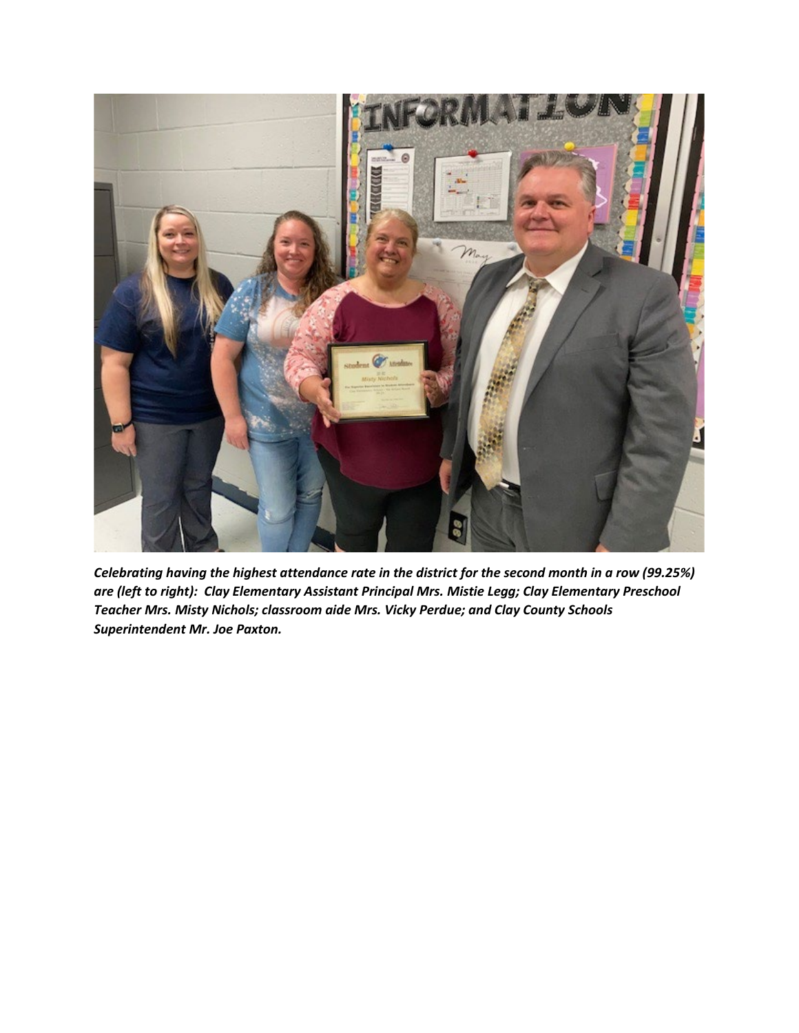*Celebrating having the highest attendance rate in the district for the second month in a row (99.25%) are (left to right): Clay Elementary Assistant Principal Mrs. Mistie Legg; Clay Elementary Preschool Teacher Mrs. Misty Nichols; classroom aide Mrs. Vicky Perdue; and Clay County Schools Superintendent Mr. Joe Paxton.*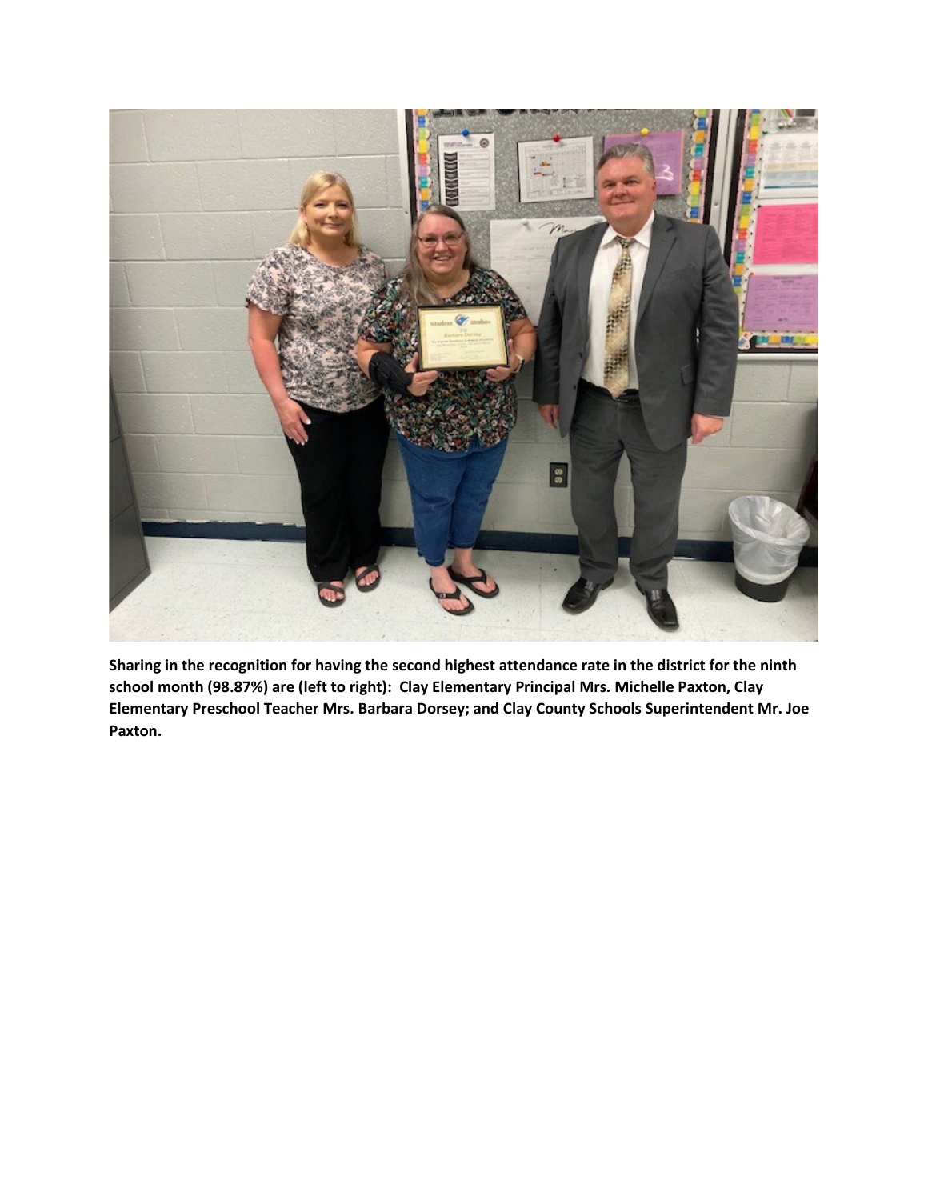**Sharing in the recognition for having the second highest attendance rate in the district for the ninth school month (98.87%) are (left to right): Clay Elementary Principal Mrs. Michelle Paxton, Clay Elementary Preschool Teacher Mrs. Barbara Dorsey; and Clay County Schools Superintendent Mr. Joe Paxton.**